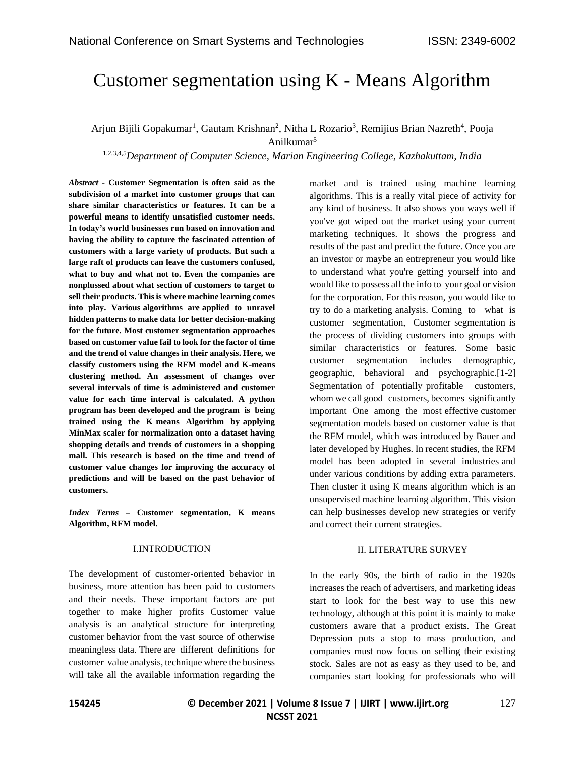# Customer segmentation using K - Means Algorithm

Arjun Bijili Gopakumar[1], Gautam Krishnan[2], Nitha L Rozario[3], Remijius Brian Nazreth[4], Pooja Anilkumar[5]

[1,2,3,4,5]*Department of Computer Science, Marian Engineering College, Kazhakuttam, India*

***Abstract* - Customer Segmentation is often said as the subdivision of a market into customer groups that can share similar characteristics or features. It can be a powerful means to identify unsatisfied customer needs. In today's world businesses run based on innovation and having the ability to capture the fascinated attention of customers with a large variety of products. But such a large raft of products can leave the customers confused, what to buy and what not to. Even the companies are nonplussed about what section of customers to target to sell their products. This is where machine learning comes into play. Various algorithms are applied to unravel hidden patterns to make data for better decision-making for the future. Most customer segmentation approaches based on customer value fail to look for the factor of time and the trend of value changes in their analysis. Here, we classify customers using the RFM model and K-means clustering method. An assessment of changes over several intervals of time is administered and customer value for each time interval is calculated. A python program has been developed and the program is being trained using the K means Algorithm by applying MinMax scaler for normalization onto a dataset having shopping details and trends of customers in a shopping mall. This research is based on the time and trend of customer value changes for improving the accuracy of predictions and will be based on the past behavior of customers.**

***Index Terms* – Customer segmentation, K means Algorithm, RFM model.**

## I.INTRODUCTION

The development of customer-oriented behavior in business, more attention has been paid to customers and their needs. These important factors are put together to make higher profits Customer value analysis is an analytical structure for interpreting customer behavior from the vast source of otherwise meaningless data. There are different definitions for customer value analysis, technique where the business will take all the available information regarding the market and is trained using machine learning algorithms. This is a really vital piece of activity for any kind of business. It also shows you ways well if you've got wiped out the market using your current marketing techniques. It shows the progress and results of the past and predict the future. Once you are an investor or maybe an entrepreneur you would like to understand what you're getting yourself into and would like to possess all the info to your goal or vision for the corporation. For this reason, you would like to try to do a marketing analysis. Coming to what is customer segmentation, Customer segmentation is the process of dividing customers into groups with similar characteristics or features. Some basic customer segmentation includes demographic, geographic, behavioral and psychographic.[1-2] Segmentation of potentially profitable customers, whom we call good customers, becomes significantly important One among the most effective customer segmentation models based on customer value is that the RFM model, which was introduced by Bauer and later developed by Hughes. In recent studies, the RFM model has been adopted in several industries and under various conditions by adding extra parameters. Then cluster it using K means algorithm which is an unsupervised machine learning algorithm. This vision can help businesses develop new strategies or verify and correct their current strategies.

## II. LITERATURE SURVEY

In the early 90s, the birth of radio in the 1920s increases the reach of advertisers, and marketing ideas start to look for the best way to use this new technology, although at this point it is mainly to make customers aware that a product exists. The Great Depression puts a stop to mass production, and companies must now focus on selling their existing stock. Sales are not as easy as they used to be, and companies start looking for professionals who will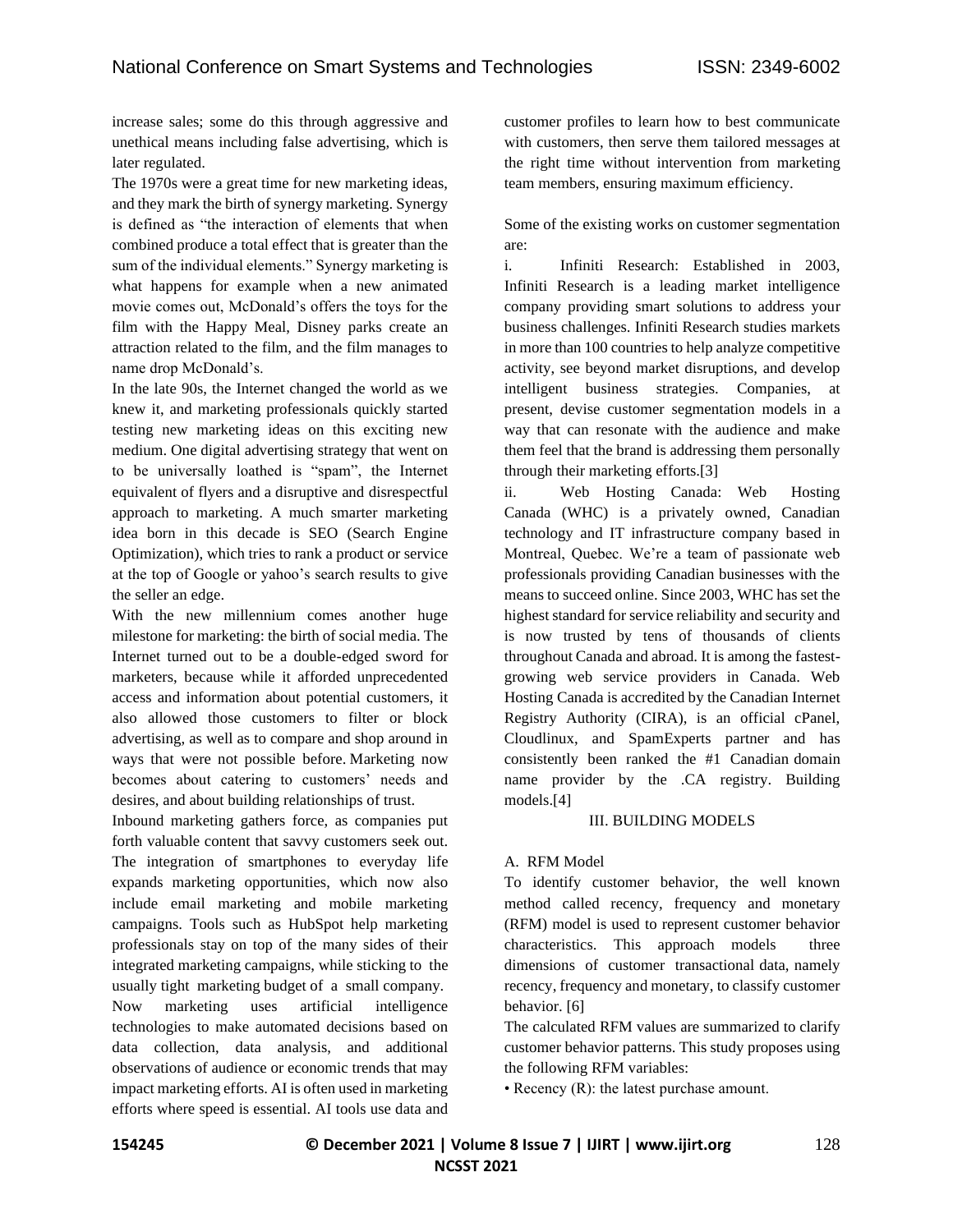increase sales; some do this through aggressive and unethical means including false advertising, which is later regulated.

The 1970s were a great time for new marketing ideas, and they mark the birth of synergy marketing. Synergy is defined as "the interaction of elements that when combined produce a total effect that is greater than the sum of the individual elements." Synergy marketing is what happens for example when a new animated movie comes out, McDonald's offers the toys for the film with the Happy Meal, Disney parks create an attraction related to the film, and the film manages to name drop McDonald's.

In the late 90s, the Internet changed the world as we knew it, and marketing professionals quickly started testing new marketing ideas on this exciting new medium. One digital advertising strategy that went on to be universally loathed is "spam", the Internet equivalent of flyers and a disruptive and disrespectful approach to marketing. A much smarter marketing idea born in this decade is SEO (Search Engine Optimization), which tries to rank a product or service at the top of Google or yahoo's search results to give the seller an edge.

With the new millennium comes another huge milestone for marketing: the birth of social media. The Internet turned out to be a double-edged sword for marketers, because while it afforded unprecedented access and information about potential customers, it also allowed those customers to filter or block advertising, as well as to compare and shop around in ways that were not possible before. Marketing now becomes about catering to customers' needs and desires, and about building relationships of trust.

Inbound marketing gathers force, as companies put forth valuable content that savvy customers seek out. The integration of smartphones to everyday life expands marketing opportunities, which now also include email marketing and mobile marketing campaigns. Tools such as HubSpot help marketing professionals stay on top of the many sides of their integrated marketing campaigns, while sticking to the usually tight marketing budget of a small company.

Now marketing uses artificial intelligence technologies to make automated decisions based on data collection, data analysis, and additional observations of audience or economic trends that may impact marketing efforts. AI is often used in marketing efforts where speed is essential. AI tools use data and customer profiles to learn how to best communicate with customers, then serve them tailored messages at the right time without intervention from marketing team members, ensuring maximum efficiency.

Some of the existing works on customer segmentation are:

i. Infiniti Research: Established in 2003, Infiniti Research is a leading market intelligence company providing smart solutions to address your business challenges. Infiniti Research studies markets in more than 100 countries to help analyze competitive activity, see beyond market disruptions, and develop intelligent business strategies. Companies, at present, devise customer segmentation models in a way that can resonate with the audience and make them feel that the brand is addressing them personally through their marketing efforts.[3]

ii. Web Hosting Canada: Web Hosting Canada (WHC) is a privately owned, Canadian technology and IT infrastructure company based in Montreal, Quebec. We're a team of passionate web professionals providing Canadian businesses with the means to succeed online. Since 2003, WHC has set the highest standard for service reliability and security and is now trusted by tens of thousands of clients throughout Canada and abroad. It is among the fastest-growing web service providers in Canada. Web Hosting Canada is accredited by the Canadian Internet Registry Authority (CIRA), is an official cPanel, Cloudlinux, and SpamExperts partner and has consistently been ranked the #1 Canadian domain name provider by the .CA registry. Building models.[4]

## III. BUILDING MODELS

### A. RFM Model

To identify customer behavior, the well known method called recency, frequency and monetary (RFM) model is used to represent customer behavior characteristics. This approach models three dimensions of customer transactional data, namely recency, frequency and monetary, to classify customer behavior. [6]

The calculated RFM values are summarized to clarify customer behavior patterns. This study proposes using the following RFM variables:

- Recency (R): the latest purchase amount.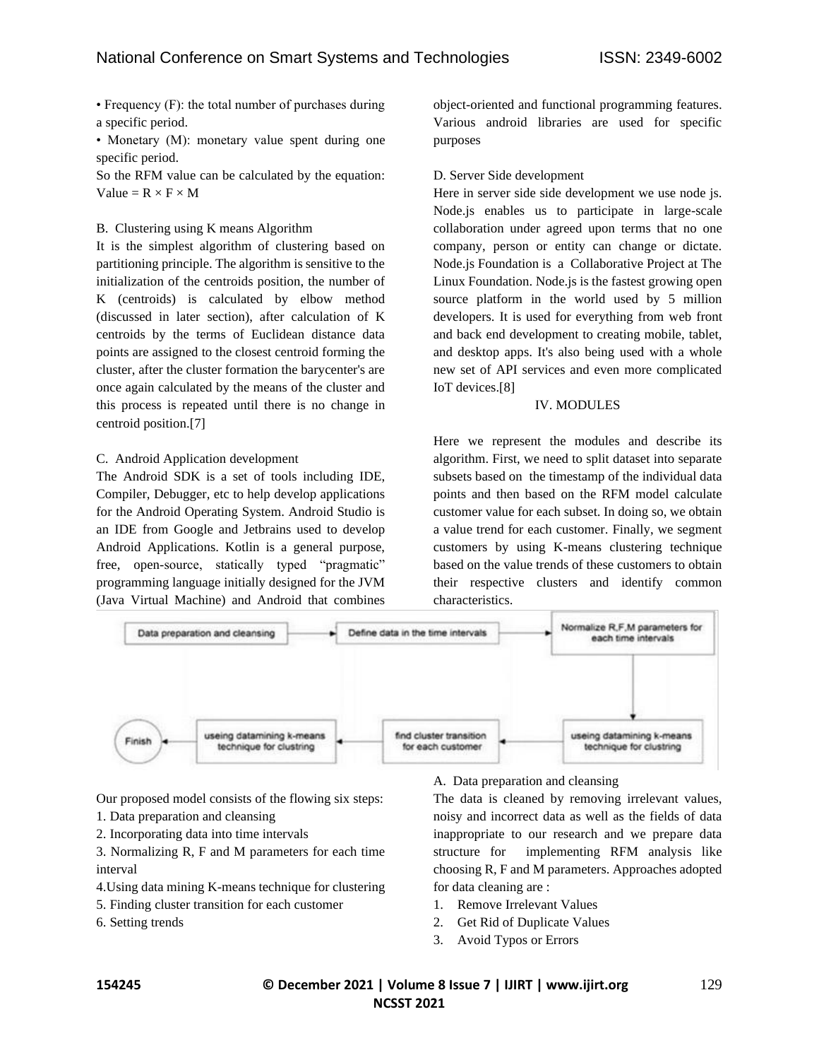• Frequency (F): the total number of purchases during a specific period.

• Monetary (M): monetary value spent during one specific period.

So the RFM value can be calculated by the equation: Value = $R \times F \times M$

B. Clustering using K means Algorithm

It is the simplest algorithm of clustering based on partitioning principle. The algorithm is sensitive to the initialization of the centroids position, the number of K (centroids) is calculated by elbow method (discussed in later section), after calculation of K centroids by the terms of Euclidean distance data points are assigned to the closest centroid forming the cluster, after the cluster formation the barycenter's are once again calculated by the means of the cluster and this process is repeated until there is no change in centroid position.[7]

C. Android Application development

The Android SDK is a set of tools including IDE, Compiler, Debugger, etc to help develop applications for the Android Operating System. Android Studio is an IDE from Google and Jetbrains used to develop Android Applications. Kotlin is a general purpose, free, open-source, statically typed "pragmatic" programming language initially designed for the JVM (Java Virtual Machine) and Android that combines object-oriented and functional programming features. Various android libraries are used for specific purposes

D. Server Side development

Here in server side side development we use node js. Node.js enables us to participate in large-scale collaboration under agreed upon terms that no one company, person or entity can change or dictate. Node.js Foundation is a Collaborative Project at The Linux Foundation. Node.js is the fastest growing open source platform in the world used by 5 million developers. It is used for everything from web front and back end development to creating mobile, tablet, and desktop apps. It's also being used with a whole new set of API services and even more complicated IoT devices.[8]

## IV. MODULES

Here we represent the modules and describe its algorithm. First, we need to split dataset into separate subsets based on the timestamp of the individual data points and then based on the RFM model calculate customer value for each subset. In doing so, we obtain a value trend for each customer. Finally, we segment customers by using K-means clustering technique based on the value trends of these customers to obtain their respective clusters and identify common characteristics.

Data preparation and cleansing → Define data in the time intervals → Normalize R,F,M parameters for each time intervals → useing datamining k-means technique for clustring → find cluster transition for each customer → useing datamining k-means technique for clustring → Finish

Our proposed model consists of the flowing six steps:

1. Data preparation and cleansing
2. Incorporating data into time intervals
3. Normalizing R, F and M parameters for each time interval
4. Using data mining K-means technique for clustering
5. Finding cluster transition for each customer
6. Setting trends

A. Data preparation and cleansing

The data is cleaned by removing irrelevant values, noisy and incorrect data as well as the fields of data inappropriate to our research and we prepare data structure for implementing RFM analysis like choosing R, F and M parameters. Approaches adopted for data cleaning are :

1. Remove Irrelevant Values
2. Get Rid of Duplicate Values
3. Avoid Typos or Errors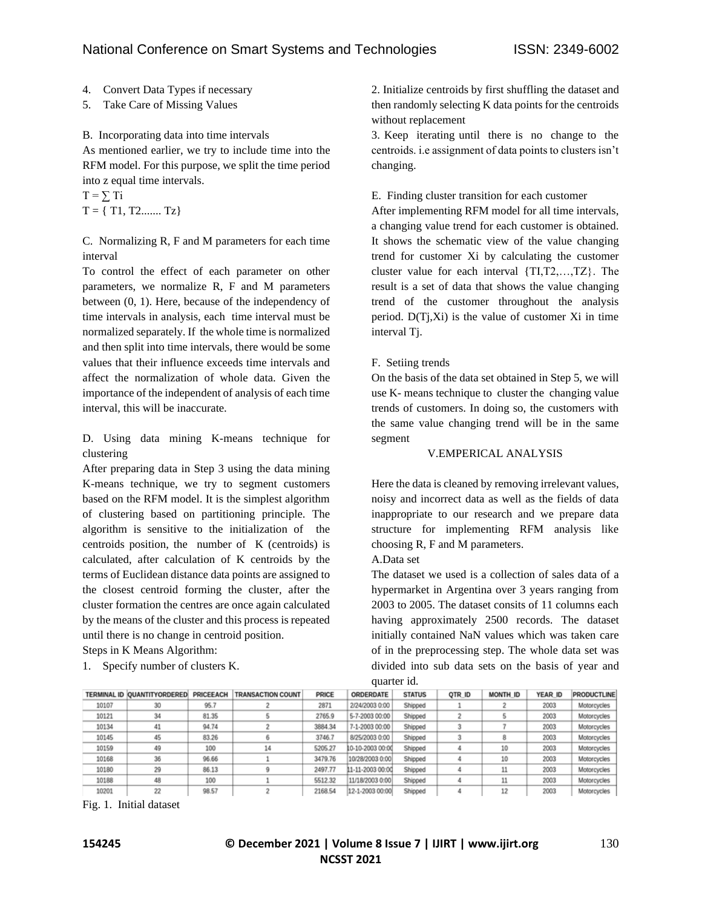4. Convert Data Types if necessary
5. Take Care of Missing Values

B. Incorporating data into time intervals

As mentioned earlier, we try to include time into the RFM model. For this purpose, we split the time period into z equal intervals.

$T = \sum Ti$

$T = \{ T1, T2....... Tz\}$

C. Normalizing R, F and M parameters for each time interval

To control the effect of each parameter on other parameters, we normalize R, F and M parameters between (0, 1). Here, because of the independency of time intervals in analysis, each time interval must be normalized separately. If the whole time is normalized and then split into time intervals, there would be some values that their influence exceeds time intervals and affect the normalization of whole data. Given the importance of the independent of analysis of each time interval, this will be inaccurate.

D. Using data mining K-means technique for clustering

After preparing data in Step 3 using the data mining K-means technique, we try to segment customers based on the RFM model. It is the simplest algorithm of clustering based on partitioning principle. The algorithm is sensitive to the initialization of the centroids position, the number of K (centroids) is calculated, after calculation of K centroids by the terms of Euclidean distance data points are assigned to the closest centroid forming the cluster, after the cluster formation the centres are once again calculated by the means of the cluster and this process is repeated until there is no change in centroid position.

Steps in K Means Algorithm:

1. Specify number of clusters K.
2. Initialize centroids by first shuffling the dataset and then randomly selecting K data points for the centroids without replacement
3. Keep iterating until there is no change to the centroids. i.e assignment of data points to clusters isn't changing.

E. Finding cluster transition for each customer

After implementing RFM model for all time intervals, a changing value trend for each customer is obtained. It shows the schematic view of the value changing trend for customer Xi by calculating the customer cluster value for each interval {TI,T2,…,TZ}. The result is a set of data that shows the value changing trend of the customer throughout the analysis period. D(Tj,Xi) is the value of customer Xi in time interval Tj.

F. Setiing trends

On the basis of the data set obtained in Step 5, we will use K- means technique to cluster the changing value trends of customers. In doing so, the customers with the same value changing trend will be in the same segment

## V.EMPERICAL ANALYSIS

Here the data is cleaned by removing irrelevant values, noisy and incorrect data as well as the fields of data inappropriate to our research and we prepare data structure for implementing RFM analysis like choosing R, F and M parameters.

A.Data set

The dataset we used is a collection of sales data of a hypermarket in Argentina over 3 years ranging from 2003 to 2005. The dataset consits of 11 columns each having approximately 2500 records. The dataset initially contained NaN values which was taken care of in the preprocessing step. The whole data set was divided into sub data sets on the basis of year and quarter id.

| TERMINAL ID | QUANTITYORDERED | PRICEEACH | TRANSACTION COUNT | PRICE | ORDERDATE | STATUS | QTR_ID | MONTH_ID | YEAR_ID | PRODUCTLINE |
|---|---|---|---|---|---|---|---|---|---|---|
| 10107 | 30 | 95.7 | 2 | 2871 | 2/24/2003 0:00 | Shipped | 1 | 2 | 2003 | Motorcycles |
| 10121 | 34 | 81.35 | 5 | 2765.9 | 5-7-2003 00:00 | Shipped | 2 | 5 | 2003 | Motorcycles |
| 10134 | 41 | 94.74 | 2 | 3884.34 | 7-1-2003 00:00 | Shipped | 3 | 7 | 2003 | Motorcycles |
| 10145 | 45 | 83.26 | 6 | 3746.7 | 8/25/2003 0:00 | Shipped | 3 | 8 | 2003 | Motorcycles |
| 10159 | 49 | 100 | 14 | 5205.27 | 10-10-2003 00:00 | Shipped | 4 | 10 | 2003 | Motorcycles |
| 10168 | 36 | 96.66 | 1 | 3479.76 | 10/28/2003 0:00 | Shipped | 4 | 10 | 2003 | Motorcycles |
| 10180 | 29 | 86.13 | 9 | 2497.77 | 11-11-2003 00:00 | Shipped | 4 | 11 | 2003 | Motorcycles |
| 10188 | 48 | 100 | 1 | 5512.32 | 11/18/2003 0:00 | Shipped | 4 | 11 | 2003 | Motorcycles |
| 10201 | 22 | 98.57 | 2 | 2168.54 | 12-1-2003 00:00 | Shipped | 4 | 12 | 2003 | Motorcycles |

Fig. 1. Initial dataset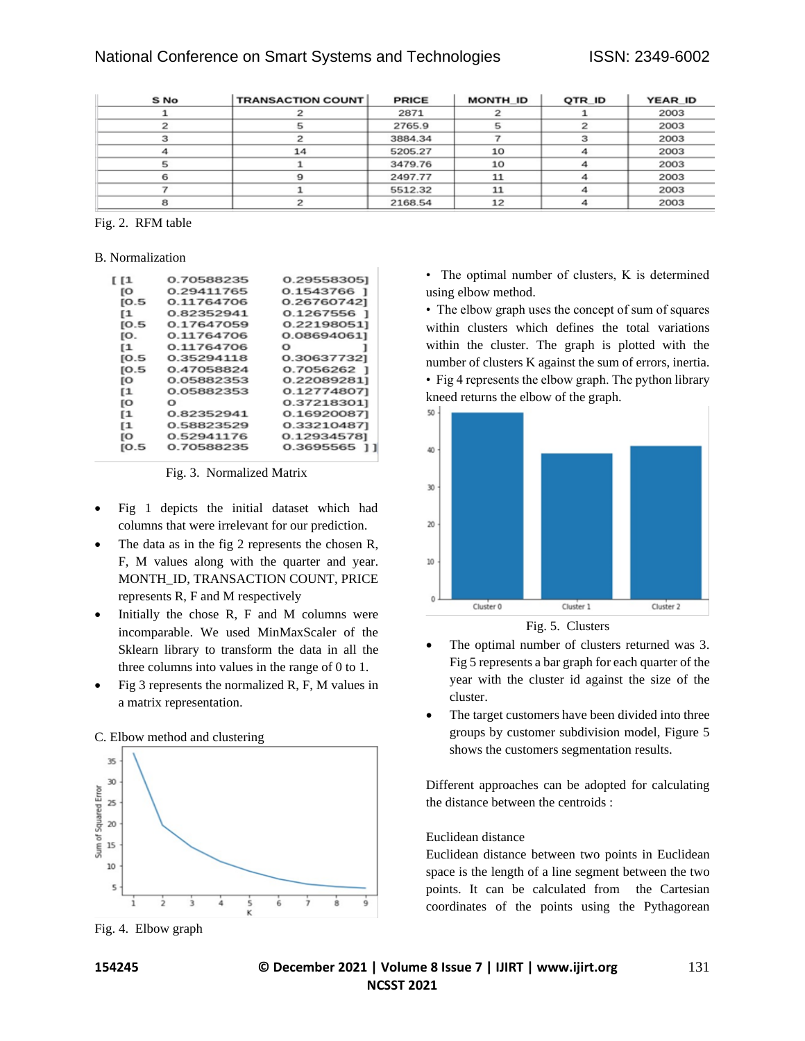| S No | TRANSACTION COUNT | PRICE | MONTH_ID | QTR_ID | YEAR_ID |
|---|---|---|---|---|---|
| 1 | 2 | 2871 | 2 | 1 | 2003 |
| 2 | 5 | 2765.9 | 5 | 2 | 2003 |
| 3 | 2 | 3884.34 | 7 | 3 | 2003 |
| 4 | 14 | 5205.27 | 10 | 4 | 2003 |
| 5 | 1 | 3479.76 | 10 | 4 | 2003 |
| 6 | 9 | 2497.77 | 11 | 4 | 2003 |
| 7 | 1 | 5512.32 | 11 | 4 | 2003 |
| 8 | 2 | 2168.54 | 12 | 4 | 2003 |

Fig. 2. RFM table

B. Normalization

```
[[1    0.70588235  0.29558305]
 [0    0.29411765  0.1543766 ]
 [0.5  0.11764706  0.26760742]
 [1    0.82352941  0.1267556 ]
 [0.5  0.17647059  0.22198051]
 [0.   0.11764706  0.08694061]
 [1    0.11764706  0         ]
 [0.5  0.35294118  0.30637732]
 [0.5  0.47058824  0.7056262 ]
 [0    0.05882353  0.22089281]
 [1    0.05882353  0.12774807]
 [0    0           0.37218301]
 [1    0.82352941  0.16920087]
 [1    0.58823529  0.33210487]
 [0    0.52941176  0.12934578]
 [0.5  0.70588235  0.3695565 ]]
```

Fig. 3. Normalized Matrix

- Fig 1 depicts the initial dataset which had columns that were irrelevant for our prediction.
- The data as in the fig 2 represents the chosen R, F, M values along with the quarter and year. MONTH_ID, TRANSACTION COUNT, PRICE represents R, F and M respectively
- Initially the chose R, F and M columns were incomparable. We used MinMaxScaler of the Sklearn library to transform the data in all the three columns into values in the range of 0 to 1.
- Fig 3 represents the normalized R, F, M values in a matrix representation.

C. Elbow method and clustering

Fig. 4. Elbow graph

- The optimal number of clusters, K is determined using elbow method.
- The elbow graph uses the concept of sum of squares within clusters which defines the total variations within the cluster. The graph is plotted with the number of clusters K against the sum of errors, inertia.
- Fig 4 represents the elbow graph. The python library kneed returns the elbow of the graph.

Fig. 5. Clusters

- The optimal number of clusters returned was 3. Fig 5 represents a bar graph for each quarter of the year with the cluster id against the size of the cluster.
- The target customers have been divided into three groups by customer subdivision model, Figure 5 shows the customers segmentation results.

Different approaches can be adopted for calculating the distance between the centroids :

Euclidean distance

Euclidean distance between two points in Euclidean space is the length of a line segment between the two points. It can be calculated from the Cartesian coordinates of the points using the Pythagorean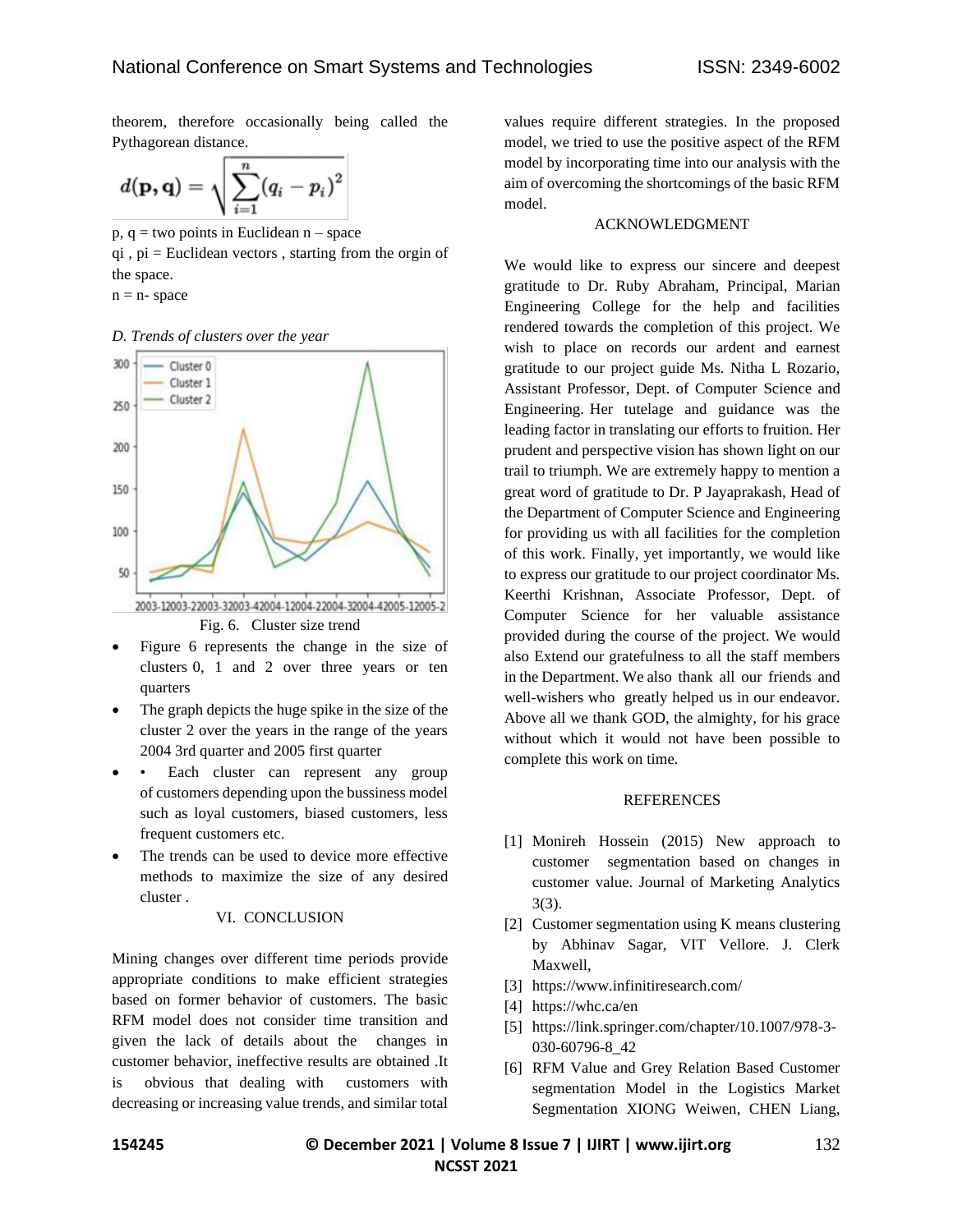theorem, therefore occasionally being called the Pythagorean distance.

$$d(\mathbf{p}, \mathbf{q}) = \sqrt{\sum_{i=1}^{n} (q_i - p_i)^2}$$

p, q = two points in Euclidean n – space

qi , pi = Euclidean vectors , starting from the orgin of the space.

n = n- space

*D. Trends of clusters over the year*

Fig. 6. Cluster size trend

- Figure 6 represents the change in the size of clusters 0, 1 and 2 over three years or ten quarters
- The graph depicts the huge spike in the size of the cluster 2 over the years in the range of the years 2004 3rd quarter and 2005 first quarter
- • Each cluster can represent any group of customers depending upon the bussiness model such as loyal customers, biased customers, less frequent customers etc.
- The trends can be used to device more effective methods to maximize the size of any desired cluster .

## VI. CONCLUSION

Mining changes over different time periods provide appropriate conditions to make efficient strategies based on former behavior of customers. The basic RFM model does not consider time transition and given the lack of details about the changes in customer behavior, ineffective results are obtained .It is obvious that dealing with customers with decreasing or increasing value trends, and similar total values require different strategies. In the proposed model, we tried to use the positive aspect of the RFM model by incorporating time into our analysis with the aim of overcoming the shortcomings of the basic RFM model.

## ACKNOWLEDGMENT

We would like to express our sincere and deepest gratitude to Dr. Ruby Abraham, Principal, Marian Engineering College for the help and facilities rendered towards the completion of this project. We wish to place on records our ardent and earnest gratitude to our project guide Ms. Nitha L Rozario, Assistant Professor, Dept. of Computer Science and Engineering. Her tutelage and guidance was the leading factor in translating our efforts to fruition. Her prudent and perspective vision has shown light on our trail to triumph. We are extremely happy to mention a great word of gratitude to Dr. P Jayaprakash, Head of the Department of Computer Science and Engineering for providing us with all facilities for the completion of this work. Finally, yet importantly, we would like to express our gratitude to our project coordinator Ms. Keerthi Krishnan, Associate Professor, Dept. of Computer Science for her valuable assistance provided during the course of the project. We would also Extend our gratefulness to all the staff members in the Department. We also thank all our friends and well-wishers who greatly helped us in our endeavor. Above all we thank GOD, the almighty, for his grace without which it would not have been possible to complete this work on time.

## REFERENCES

[1] Monireh Hossein (2015) New approach to customer segmentation based on changes in customer value. Journal of Marketing Analytics 3(3).

[2] Customer segmentation using K means clustering by Abhinav Sagar, VIT Vellore. J. Clerk Maxwell,

[3] https://www.infinitiresearch.com/

[4] https://whc.ca/en

[5] https://link.springer.com/chapter/10.1007/978-3-030-60796-8_42

[6] RFM Value and Grey Relation Based Customer segmentation Model in the Logistics Market Segmentation XIONG Weiwen, CHEN Liang,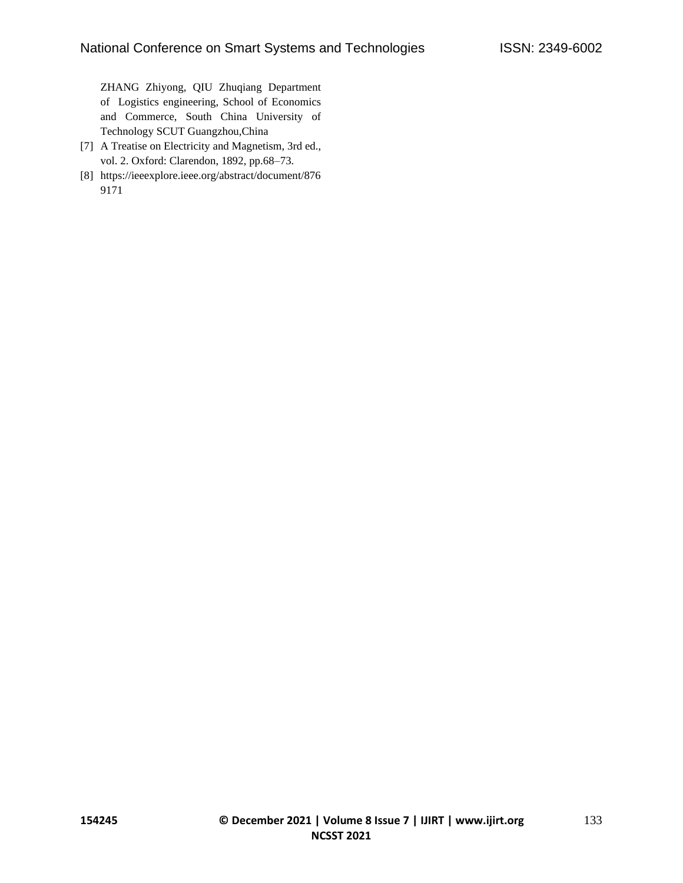ZHANG Zhiyong, QIU Zhuqiang Department of Logistics engineering, School of Economics and Commerce, South China University of Technology SCUT Guangzhou,China

[7] A Treatise on Electricity and Magnetism, 3rd ed., vol. 2. Oxford: Clarendon, 1892, pp.68–73.

[8] https://ieeexplore.ieee.org/abstract/document/8769171